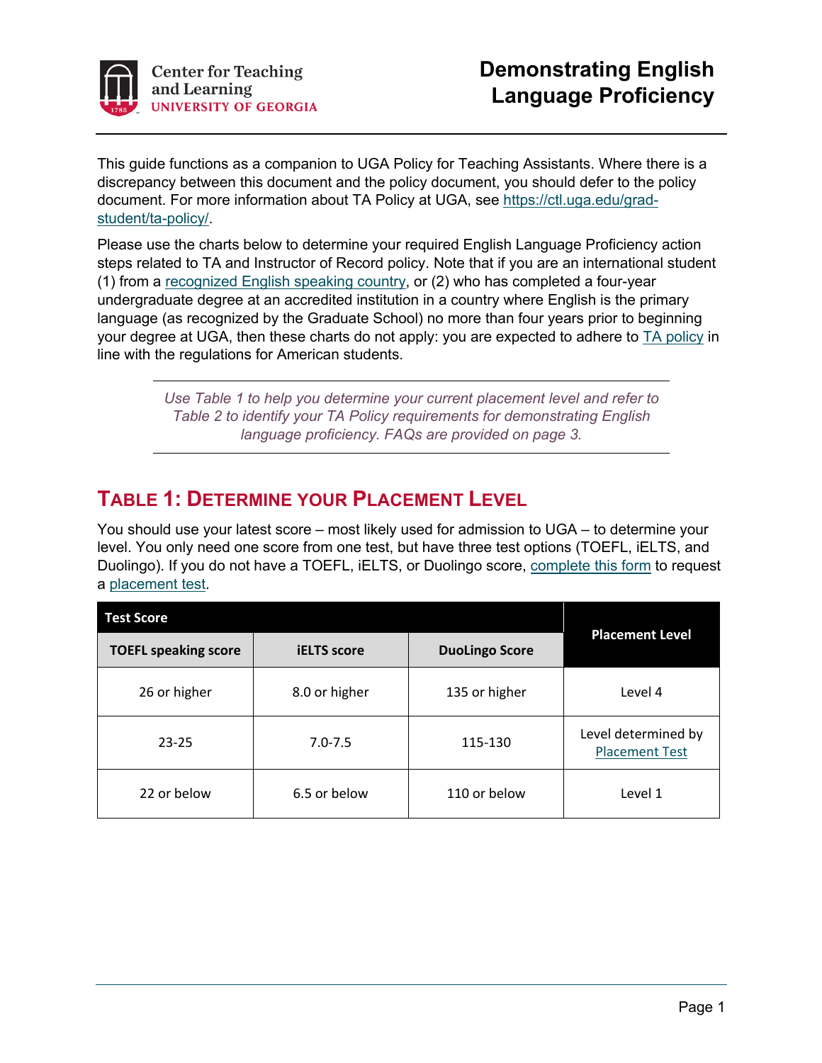Center for Teaching and Learning
UNIVERSITY OF GEORGIA

# Demonstrating English Language Proficiency

This guide functions as a companion to UGA Policy for Teaching Assistants. Where there is a discrepancy between this document and the policy document, you should defer to the policy document. For more information about TA Policy at UGA, see https://ctl.uga.edu/grad-student/ta-policy/.

Please use the charts below to determine your required English Language Proficiency action steps related to TA and Instructor of Record policy. Note that if you are an international student (1) from a recognized English speaking country, or (2) who has completed a four-year undergraduate degree at an accredited institution in a country where English is the primary language (as recognized by the Graduate School) no more than four years prior to beginning your degree at UGA, then these charts do not apply: you are expected to adhere to TA policy in line with the regulations for American students.

*Use Table 1 to help you determine your current placement level and refer to Table 2 to identify your TA Policy requirements for demonstrating English language proficiency. FAQs are provided on page 3.*

## Table 1: Determine your Placement Level

You should use your latest score – most likely used for admission to UGA – to determine your level. You only need one score from one test, but have three test options (TOEFL, iELTS, and Duolingo). If you do not have a TOEFL, iELTS, or Duolingo score, complete this form to request a placement test.

| Test Score | | | Placement Level |
|---|---|---|---|
| **TOEFL speaking score** | **iELTS score** | **DuoLingo Score** | |
| 26 or higher | 8.0 or higher | 135 or higher | Level 4 |
| 23-25 | 7.0-7.5 | 115-130 | Level determined by Placement Test |
| 22 or below | 6.5 or below | 110 or below | Level 1 |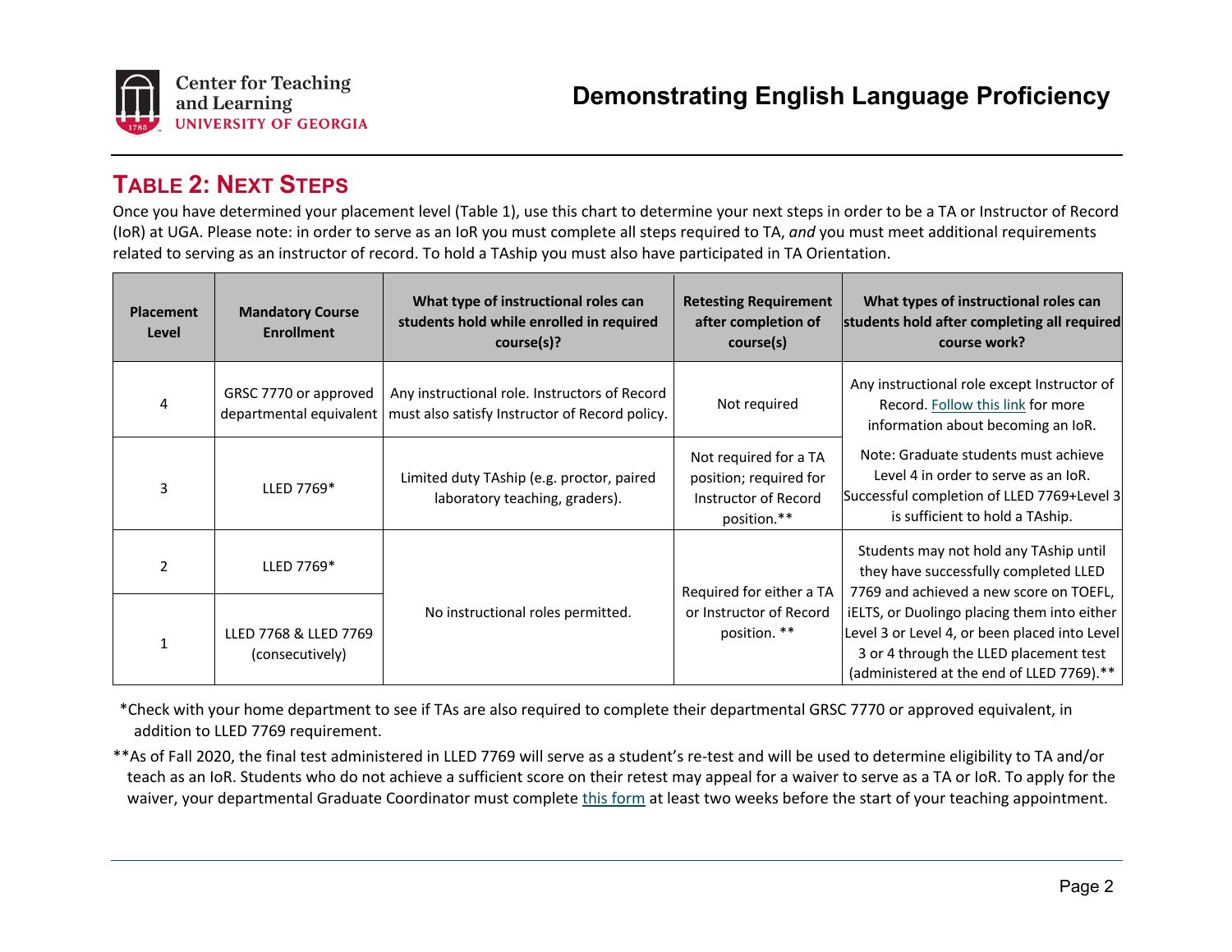## TABLE 2: NEXT STEPS

Once you have determined your placement level (Table 1), use this chart to determine your next steps in order to be a TA or Instructor of Record (IoR) at UGA. Please note: in order to serve as an IoR you must complete all steps required to TA, *and* you must meet additional requirements related to serving as an instructor of record. To hold a TAship you must also have participated in TA Orientation.

| Placement Level | Mandatory Course Enrollment | What type of instructional roles can students hold while enrolled in required course(s)? | Retesting Requirement after completion of course(s) | What types of instructional roles can students hold after completing all required course work? |
|---|---|---|---|---|
| 4 | GRSC 7770 or approved departmental equivalent | Any instructional role. Instructors of Record must also satisfy Instructor of Record policy. | Not required | Any instructional role except Instructor of Record. Follow this link for more information about becoming an IoR. Note: Graduate students must achieve Level 4 in order to serve as an IoR. Successful completion of LLED 7769+Level 3 is sufficient to hold a TAship. |
| 3 | LLED 7769* | Limited duty TAship (e.g. proctor, paired laboratory teaching, graders). | Not required for a TA position; required for Instructor of Record position.** | |
| 2 | LLED 7769* | No instructional roles permitted. | Required for either a TA or Instructor of Record position. ** | Students may not hold any TAship until they have successfully completed LLED 7769 and achieved a new score on TOEFL, iELTS, or Duolingo placing them into either Level 3 or Level 4, or been placed into Level 3 or 4 through the LLED placement test (administered at the end of LLED 7769).** |
| 1 | LLED 7768 & LLED 7769 (consecutively) | | | |

*Check with your home department to see if TAs are also required to complete their departmental GRSC 7770 or approved equivalent, in addition to LLED 7769 requirement.

**As of Fall 2020, the final test administered in LLED 7769 will serve as a student's re-test and will be used to determine eligibility to TA and/or teach as an IoR. Students who do not achieve a sufficient score on their retest may appeal for a waiver to serve as a TA or IoR. To apply for the waiver, your departmental Graduate Coordinator must complete this form at least two weeks before the start of your teaching appointment.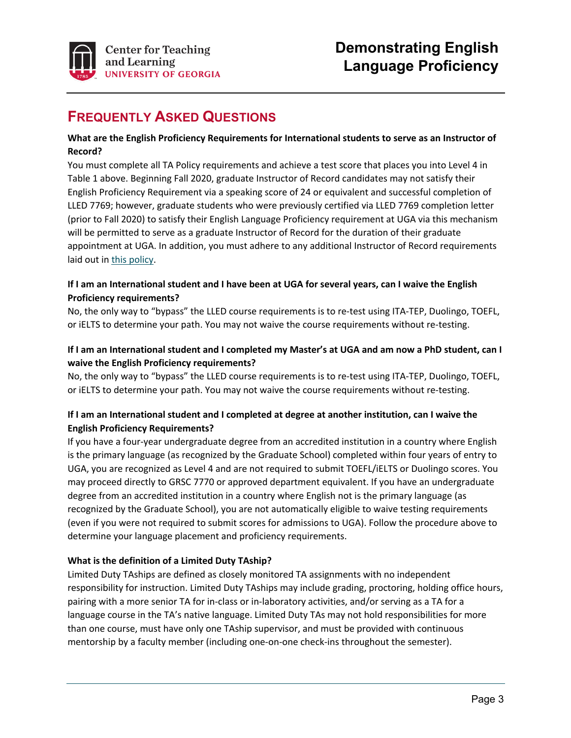## Frequently Asked Questions

**What are the English Proficiency Requirements for International students to serve as an Instructor of Record?**

You must complete all TA Policy requirements and achieve a test score that places you into Level 4 in Table 1 above. Beginning Fall 2020, graduate Instructor of Record candidates may not satisfy their English Proficiency Requirement via a speaking score of 24 or equivalent and successful completion of LLED 7769; however, graduate students who were previously certified via LLED 7769 completion letter (prior to Fall 2020) to satisfy their English Language Proficiency requirement at UGA via this mechanism will be permitted to serve as a graduate Instructor of Record for the duration of their graduate appointment at UGA. In addition, you must adhere to any additional Instructor of Record requirements laid out in this policy.

**If I am an International student and I have been at UGA for several years, can I waive the English Proficiency requirements?**

No, the only way to "bypass" the LLED course requirements is to re-test using ITA-TEP, Duolingo, TOEFL, or iELTS to determine your path. You may not waive the course requirements without re-testing.

**If I am an International student and I completed my Master's at UGA and am now a PhD student, can I waive the English Proficiency requirements?**

No, the only way to "bypass" the LLED course requirements is to re-test using ITA-TEP, Duolingo, TOEFL, or iELTS to determine your path. You may not waive the course requirements without re-testing.

**If I am an International student and I completed at degree at another institution, can I waive the English Proficiency Requirements?**

If you have a four-year undergraduate degree from an accredited institution in a country where English is the primary language (as recognized by the Graduate School) completed within four years of entry to UGA, you are recognized as Level 4 and are not required to submit TOEFL/iELTS or Duolingo scores. You may proceed directly to GRSC 7770 or approved department equivalent. If you have an undergraduate degree from an accredited institution in a country where English not is the primary language (as recognized by the Graduate School), you are not automatically eligible to waive testing requirements (even if you were not required to submit scores for admissions to UGA). Follow the procedure above to determine your language placement and proficiency requirements.

**What is the definition of a Limited Duty TAship?**

Limited Duty TAships are defined as closely monitored TA assignments with no independent responsibility for instruction. Limited Duty TAships may include grading, proctoring, holding office hours, pairing with a more senior TA for in-class or in-laboratory activities, and/or serving as a TA for a language course in the TA's native language. Limited Duty TAs may not hold responsibilities for more than one course, must have only one TAship supervisor, and must be provided with continuous mentorship by a faculty member (including one-on-one check-ins throughout the semester).